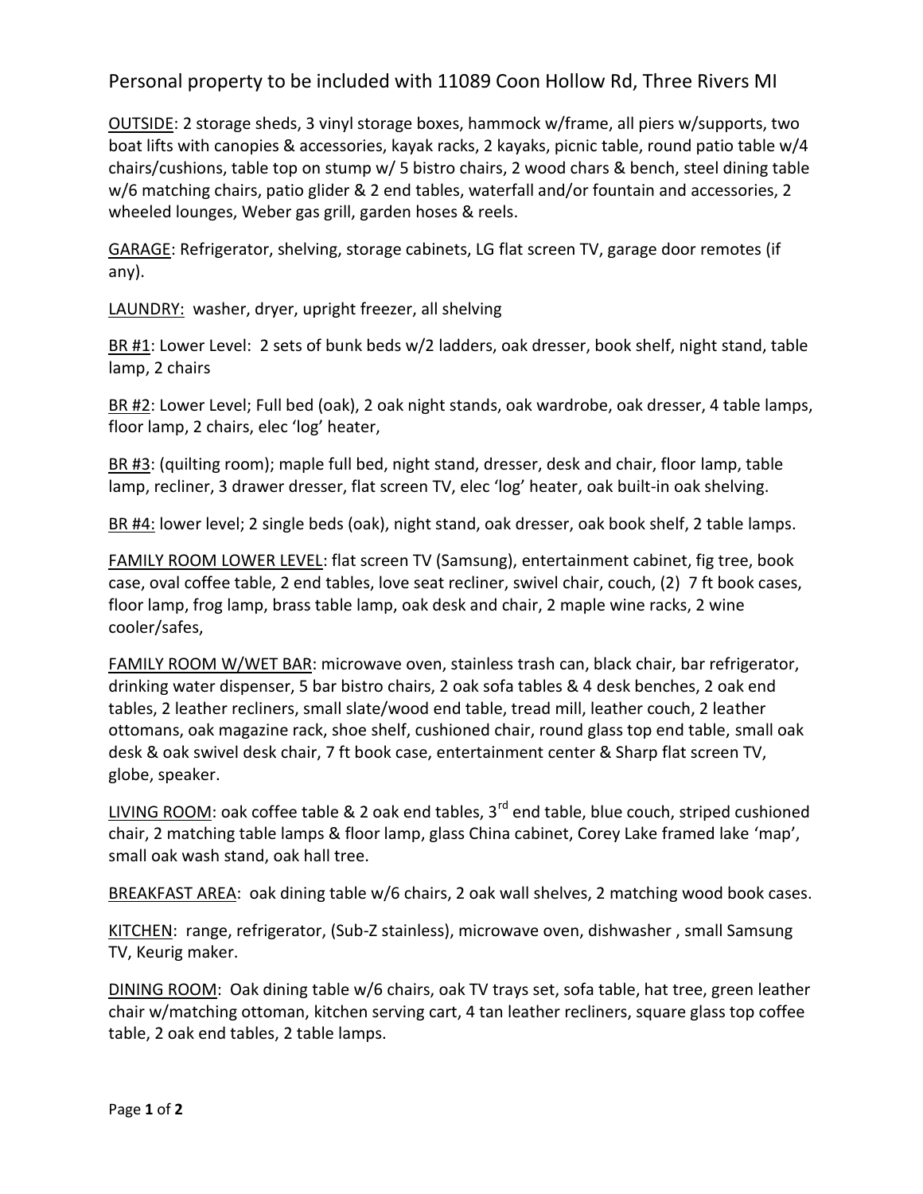Personal property to be included with 11089 Coon Hollow Rd, Three Rivers MI

<u>OUTSIDE</u>: 2 storage sheds, 3 vinyl storage boxes, hammock w/frame, all piers w/supports, two boat lifts with canopies & accessories, kayak racks, 2 kayaks, picnic table, round patio table w/4 chairs/cushions, table top on stump w/ 5 bistro chairs, 2 wood chars & bench, steel dining table w/6 matching chairs, patio glider & 2 end tables, waterfall and/or fountain and accessories, 2 wheeled lounges, Weber gas grill, garden hoses & reels.

<u>GARAGE</u>: Refrigerator, shelving, storage cabinets, LG flat screen TV, garage door remotes (if any).

<u>LAUNDRY:</u> washer, dryer, upright freezer, all shelving

<u>BR #1</u>: Lower Level: 2 sets of bunk beds w/2 ladders, oak dresser, book shelf, night stand, table lamp, 2 chairs

<u>BR #2</u>: Lower Level; Full bed (oak), 2 oak night stands, oak wardrobe, oak dresser, 4 table lamps, floor lamp, 2 chairs, elec 'log' heater,

<u>BR #3</u>: (quilting room); maple full bed, night stand, dresser, desk and chair, floor lamp, table lamp, recliner, 3 drawer dresser, flat screen TV, elec 'log' heater, oak built-in oak shelving.

<u>BR #4:</u> lower level; 2 single beds (oak), night stand, oak dresser, oak book shelf, 2 table lamps.

<u>FAMILY ROOM LOWER LEVEL</u>: flat screen TV (Samsung), entertainment cabinet, fig tree, book case, oval coffee table, 2 end tables, love seat recliner, swivel chair, couch, (2) 7 ft book cases, floor lamp, frog lamp, brass table lamp, oak desk and chair, 2 maple wine racks, 2 wine cooler/safes,

<u>FAMILY ROOM W/WET BAR</u>: microwave oven, stainless trash can, black chair, bar refrigerator, drinking water dispenser, 5 bar bistro chairs, 2 oak sofa tables & 4 desk benches, 2 oak end tables, 2 leather recliners, small slate/wood end table, tread mill, leather couch, 2 leather ottomans, oak magazine rack, shoe shelf, cushioned chair, round glass top end table, small oak desk & oak swivel desk chair, 7 ft book case, entertainment center & Sharp flat screen TV, globe, speaker.

<u>LIVING ROOM</u>: oak coffee table & 2 oak end tables, 3rd end table, blue couch, striped cushioned chair, 2 matching table lamps & floor lamp, glass China cabinet, Corey Lake framed lake 'map', small oak wash stand, oak hall tree.

<u>BREAKFAST AREA</u>: oak dining table w/6 chairs, 2 oak wall shelves, 2 matching wood book cases.

<u>KITCHEN</u>: range, refrigerator, (Sub-Z stainless), microwave oven, dishwasher , small Samsung TV, Keurig maker.

<u>DINING ROOM</u>: Oak dining table w/6 chairs, oak TV trays set, sofa table, hat tree, green leather chair w/matching ottoman, kitchen serving cart, 4 tan leather recliners, square glass top coffee table, 2 oak end tables, 2 table lamps.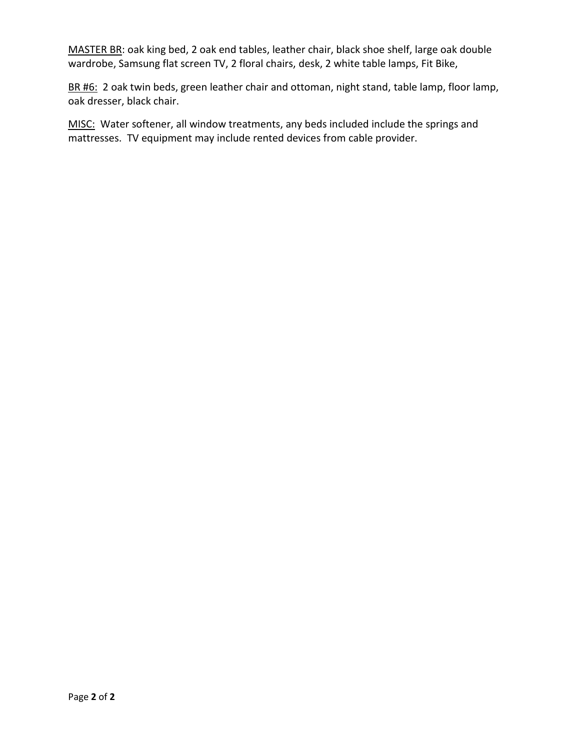<u>MASTER BR</u>: oak king bed, 2 oak end tables, leather chair, black shoe shelf, large oak double wardrobe, Samsung flat screen TV, 2 floral chairs, desk, 2 white table lamps, Fit Bike,

<u>BR #6:</u> 2 oak twin beds, green leather chair and ottoman, night stand, table lamp, floor lamp, oak dresser, black chair.

<u>MISC:</u> Water softener, all window treatments, any beds included include the springs and mattresses. TV equipment may include rented devices from cable provider.